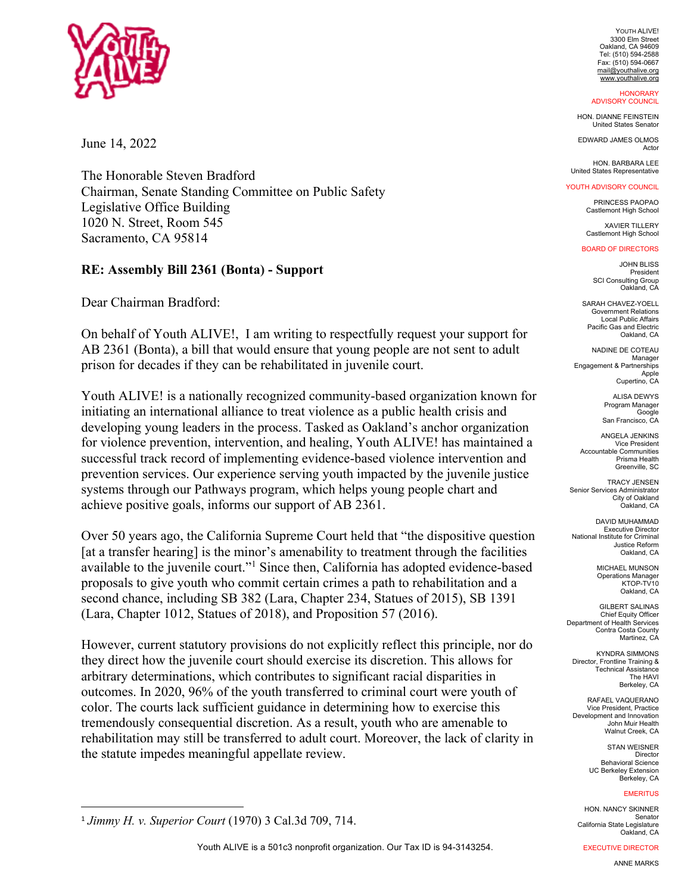YOUTH ALIVE!
3300 Elm Street
Oakland, CA 94609
Tel: (510) 594-2588
Fax: (510) 594-0667
mail@youthalive.org
www.youthalive.org

HONORARY ADVISORY COUNCIL

HON. DIANNE FEINSTEIN
United States Senator

EDWARD JAMES OLMOS
Actor

HON. BARBARA LEE
United States Representative

YOUTH ADVISORY COUNCIL

PRINCESS PAOPAO
Castlemont High School

XAVIER TILLERY
Castlemont High School

BOARD OF DIRECTORS

JOHN BLISS
President
SCI Consulting Group
Oakland, CA

SARAH CHAVEZ-YOELL
Government Relations
Local Public Affairs
Pacific Gas and Electric
Oakland, CA

NADINE DE COTEAU
Manager
Engagement & Partnerships
Apple
Cupertino, CA

ALISA DEWYS
Program Manager
Google
San Francisco, CA

ANGELA JENKINS
Vice President
Accountable Communities
Prisma Health
Greenville, SC

TRACY JENSEN
Senior Services Administrator
City of Oakland
Oakland, CA

DAVID MUHAMMAD
Executive Director
National Institute for Criminal Justice Reform
Oakland, CA

MICHAEL MUNSON
Operations Manager
KTOP-TV10
Oakland, CA

GILBERT SALINAS
Chief Equity Officer
Department of Health Services
Contra Costa County
Martinez, CA

KYNDRA SIMMONS
Director, Frontline Training & Technical Assistance
The HAVI
Berkeley, CA

RAFAEL VAQUERANO
Vice President, Practice Development and Innovation
John Muir Health
Walnut Creek, CA

STAN WEISNER
Director
Behavioral Science
UC Berkeley Extension
Berkeley, CA

EMERITUS

HON. NANCY SKINNER
Senator
California State Legislature
Oakland, CA

EXECUTIVE DIRECTOR

ANNE MARKS

June 14, 2022

The Honorable Steven Bradford
Chairman, Senate Standing Committee on Public Safety
Legislative Office Building
1020 N. Street, Room 545
Sacramento, CA 95814

**RE: Assembly Bill 2361 (Bonta) - Support**

Dear Chairman Bradford:

On behalf of Youth ALIVE!, I am writing to respectfully request your support for AB 2361 (Bonta), a bill that would ensure that young people are not sent to adult prison for decades if they can be rehabilitated in juvenile court.

Youth ALIVE! is a nationally recognized community-based organization known for initiating an international alliance to treat violence as a public health crisis and developing young leaders in the process. Tasked as Oakland's anchor organization for violence prevention, intervention, and healing, Youth ALIVE! has maintained a successful track record of implementing evidence-based violence intervention and prevention services. Our experience serving youth impacted by the juvenile justice systems through our Pathways program, which helps young people chart and achieve positive goals, informs our support of AB 2361.

Over 50 years ago, the California Supreme Court held that "the dispositive question [at a transfer hearing] is the minor's amenability to treatment through the facilities available to the juvenile court."[1] Since then, California has adopted evidence-based proposals to give youth who commit certain crimes a path to rehabilitation and a second chance, including SB 382 (Lara, Chapter 234, Statues of 2015), SB 1391 (Lara, Chapter 1012, Statues of 2018), and Proposition 57 (2016).

However, current statutory provisions do not explicitly reflect this principle, nor do they direct how the juvenile court should exercise its discretion. This allows for arbitrary determinations, which contributes to significant racial disparities in outcomes. In 2020, 96% of the youth transferred to criminal court were youth of color. The courts lack sufficient guidance in determining how to exercise this tremendously consequential discretion. As a result, youth who are amenable to rehabilitation may still be transferred to adult court. Moreover, the lack of clarity in the statute impedes meaningful appellate review.

[1] *Jimmy H. v. Superior Court* (1970) 3 Cal.3d 709, 714.

Youth ALIVE is a 501c3 nonprofit organization. Our Tax ID is 94-3143254.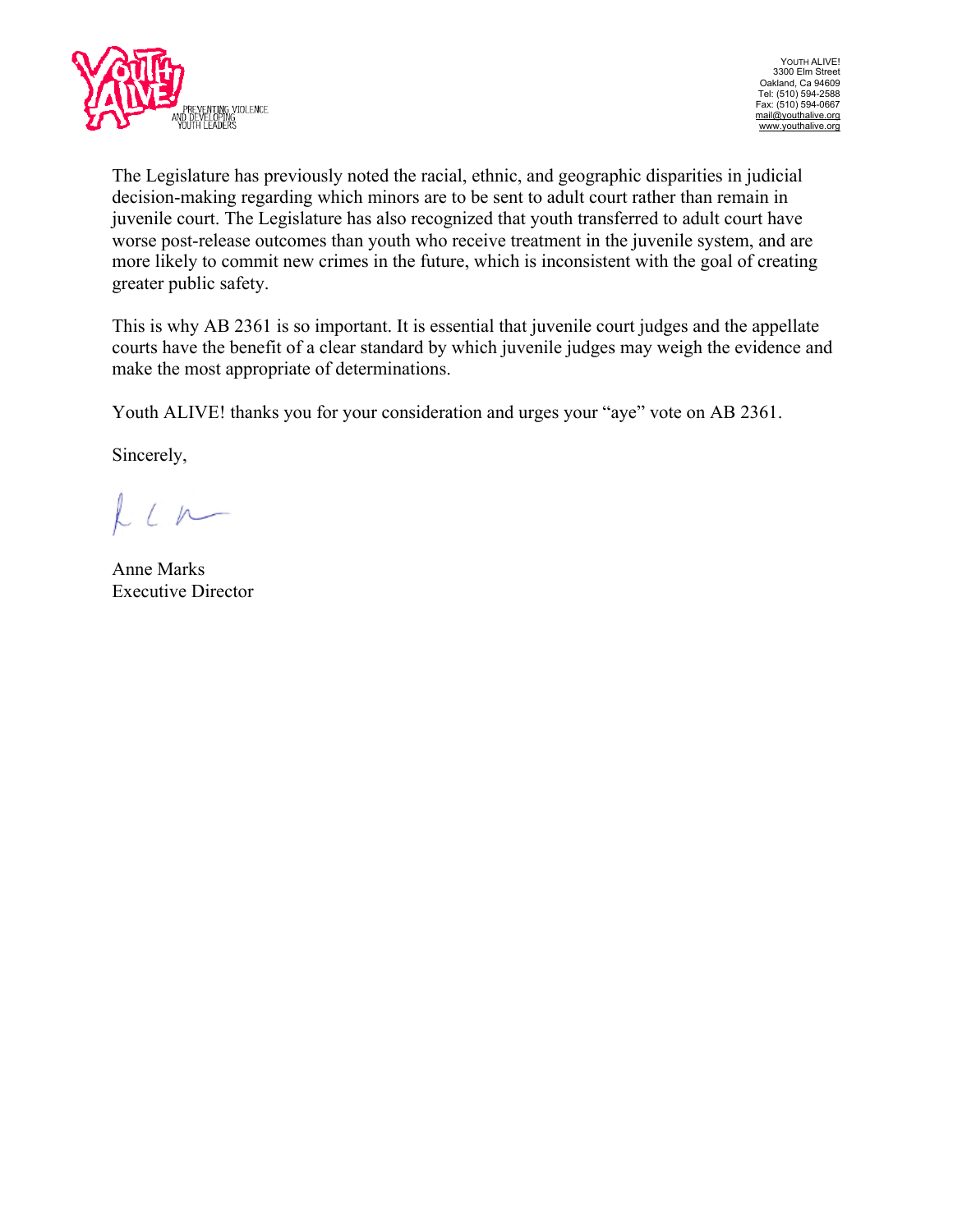YOUTH ALIVE!
3300 Elm Street
Oakland, Ca 94609
Tel: (510) 594-2588
Fax: (510) 594-0667
mail@youthalive.org
www.youthalive.org

The Legislature has previously noted the racial, ethnic, and geographic disparities in judicial decision-making regarding which minors are to be sent to adult court rather than remain in juvenile court. The Legislature has also recognized that youth transferred to adult court have worse post-release outcomes than youth who receive treatment in the juvenile system, and are more likely to commit new crimes in the future, which is inconsistent with the goal of creating greater public safety.

This is why AB 2361 is so important. It is essential that juvenile court judges and the appellate courts have the benefit of a clear standard by which juvenile judges may weigh the evidence and make the most appropriate of determinations.

Youth ALIVE! thanks you for your consideration and urges your "aye" vote on AB 2361.

Sincerely,

Anne Marks
Executive Director